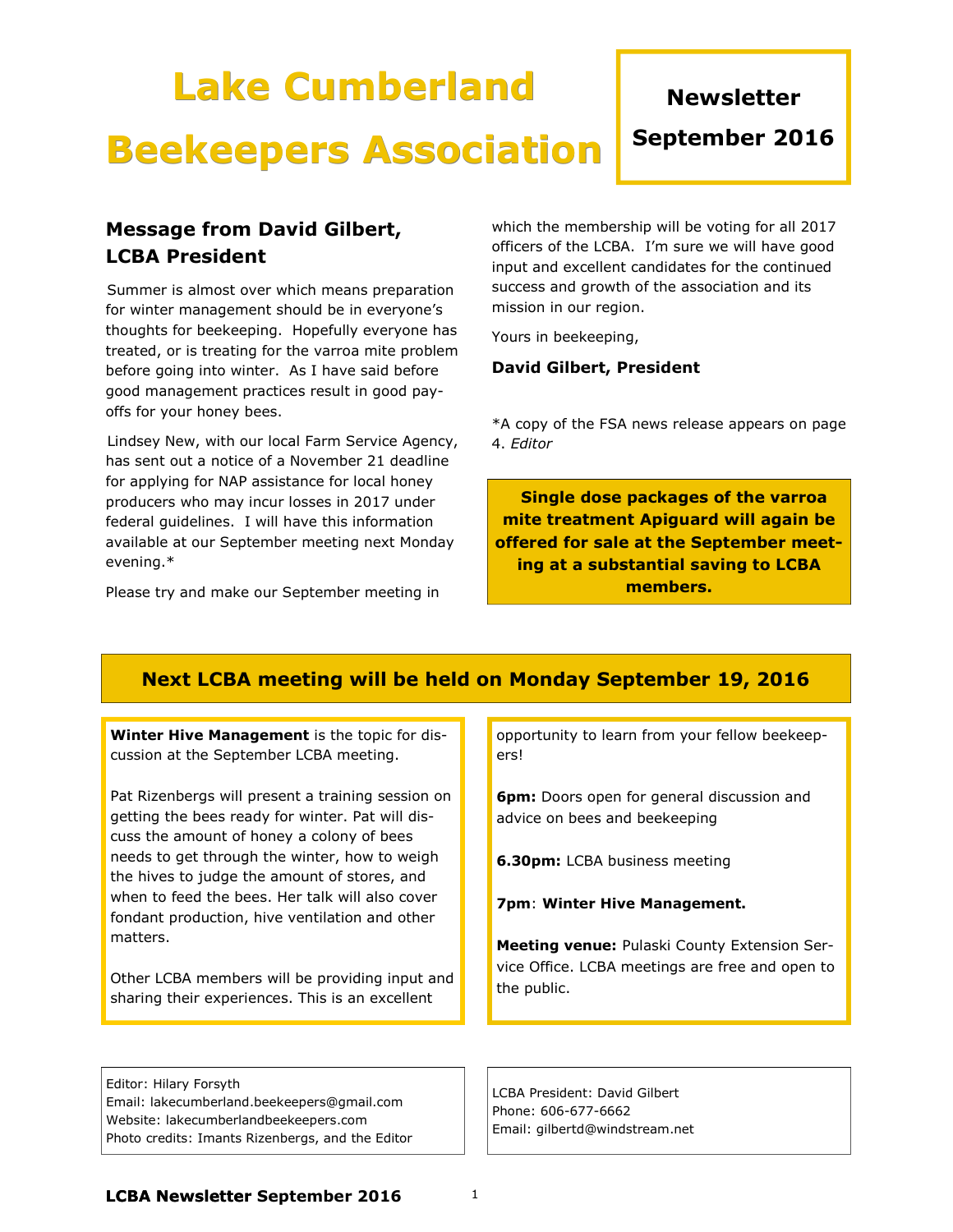# Lake Cumberland Beekeepers Association

**Newsletter September 2016**

## Message from David Gilbert, LCBA President

Summer is almost over which means preparation for winter management should be in everyone's thoughts for beekeeping. Hopefully everyone has treated, or is treating for the varroa mite problem before going into winter. As I have said before good management practices result in good pay-offs for your honey bees.

Lindsey New, with our local Farm Service Agency, has sent out a notice of a November 21 deadline for applying for NAP assistance for local honey producers who may incur losses in 2017 under federal guidelines. I will have this information available at our September meeting next Monday evening.*

Please try and make our September meeting in which the membership will be voting for all 2017 officers of the LCBA. I'm sure we will have good input and excellent candidates for the continued success and growth of the association and its mission in our region.

Yours in beekeeping,

**David Gilbert, President**

*A copy of the FSA news release appears on page 4. *Editor*

**Single dose packages of the varroa mite treatment Apiguard will again be offered for sale at the September meeting at a substantial saving to LCBA members.**

## Next LCBA meeting will be held on Monday September 19, 2016

**Winter Hive Management** is the topic for discussion at the September LCBA meeting.

Pat Rizenbergs will present a training session on getting the bees ready for winter. Pat will discuss the amount of honey a colony of bees needs to get through the winter, how to weigh the hives to judge the amount of stores, and when to feed the bees. Her talk will also cover fondant production, hive ventilation and other matters.

Other LCBA members will be providing input and sharing their experiences. This is an excellent opportunity to learn from your fellow beekeepers!

**6pm:** Doors open for general discussion and advice on bees and beekeeping

**6.30pm:** LCBA business meeting

**7pm**: **Winter Hive Management.**

**Meeting venue:** Pulaski County Extension Service Office. LCBA meetings are free and open to the public.

Editor: Hilary Forsyth
Email: lakecumberland.beekeepers@gmail.com
Website: lakecumberlandbeekeepers.com
Photo credits: Imants Rizenbergs, and the Editor

LCBA President: David Gilbert
Phone: 606-677-6662
Email: gilbertd@windstream.net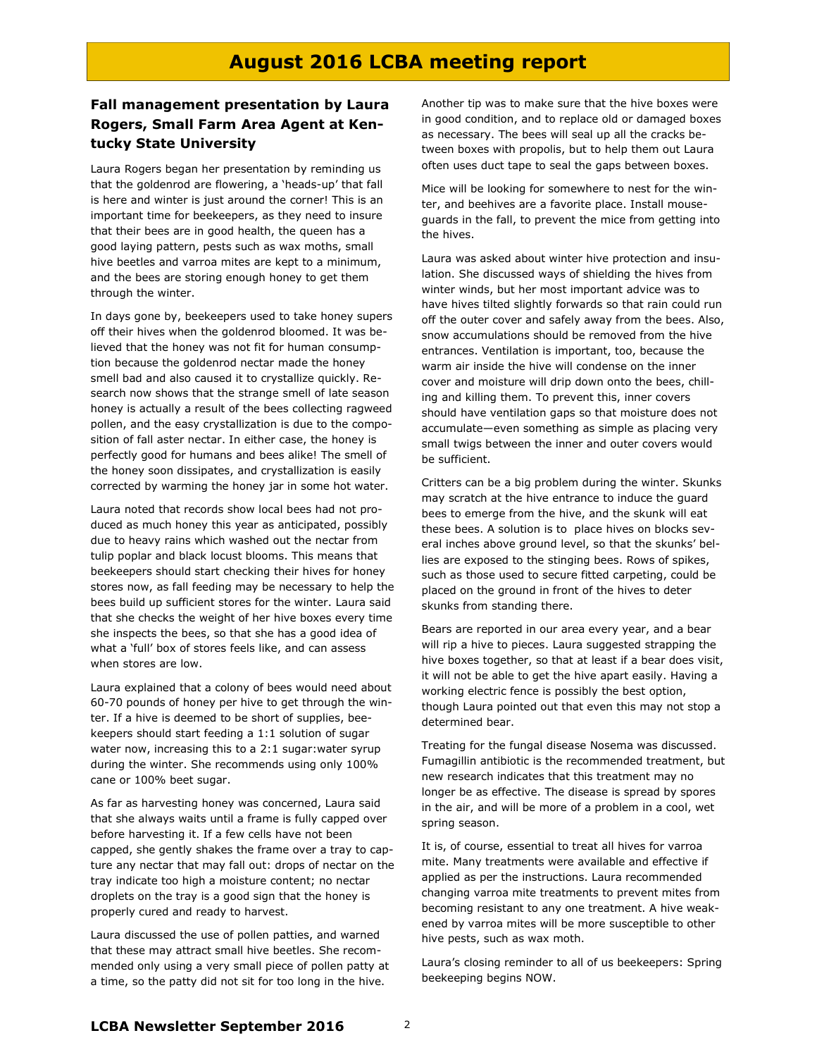# August 2016 LCBA meeting report

### Fall management presentation by Laura Rogers, Small Farm Area Agent at Kentucky State University

Laura Rogers began her presentation by reminding us that the goldenrod are flowering, a 'heads-up' that fall is here and winter is just around the corner! This is an important time for beekeepers, as they need to insure that their bees are in good health, the queen has a good laying pattern, pests such as wax moths, small hive beetles and varroa mites are kept to a minimum, and the bees are storing enough honey to get them through the winter.

In days gone by, beekeepers used to take honey supers off their hives when the goldenrod bloomed. It was believed that the honey was not fit for human consumption because the goldenrod nectar made the honey smell bad and also caused it to crystallize quickly. Research now shows that the strange smell of late season honey is actually a result of the bees collecting ragweed pollen, and the easy crystallization is due to the composition of fall aster nectar. In either case, the honey is perfectly good for humans and bees alike! The smell of the honey soon dissipates, and crystallization is easily corrected by warming the honey jar in some hot water.

Laura noted that records show local bees had not produced as much honey this year as anticipated, possibly due to heavy rains which washed out the nectar from tulip poplar and black locust blooms. This means that beekeepers should start checking their hives for honey stores now, as fall feeding may be necessary to help the bees build up sufficient stores for the winter. Laura said that she checks the weight of her hive boxes every time she inspects the bees, so that she has a good idea of what a 'full' box of stores feels like, and can assess when stores are low.

Laura explained that a colony of bees would need about 60-70 pounds of honey per hive to get through the winter. If a hive is deemed to be short of supplies, beekeepers should start feeding a 1:1 solution of sugar water now, increasing this to a 2:1 sugar:water syrup during the winter. She recommends using only 100% cane or 100% beet sugar.

As far as harvesting honey was concerned, Laura said that she always waits until a frame is fully capped over before harvesting it. If a few cells have not been capped, she gently shakes the frame over a tray to capture any nectar that may fall out: drops of nectar on the tray indicate too high a moisture content; no nectar droplets on the tray is a good sign that the honey is properly cured and ready to harvest.

Laura discussed the use of pollen patties, and warned that these may attract small hive beetles. She recommended only using a very small piece of pollen patty at a time, so the patty did not sit for too long in the hive.

Another tip was to make sure that the hive boxes were in good condition, and to replace old or damaged boxes as necessary. The bees will seal up all the cracks between boxes with propolis, but to help them out Laura often uses duct tape to seal the gaps between boxes.

Mice will be looking for somewhere to nest for the winter, and beehives are a favorite place. Install mouseguards in the fall, to prevent the mice from getting into the hives.

Laura was asked about winter hive protection and insulation. She discussed ways of shielding the hives from winter winds, but her most important advice was to have hives tilted slightly forwards so that rain could run off the outer cover and safely away from the bees. Also, snow accumulations should be removed from the hive entrances. Ventilation is important, too, because the warm air inside the hive will condense on the inner cover and moisture will drip down onto the bees, chilling and killing them. To prevent this, inner covers should have ventilation gaps so that moisture does not accumulate—even something as simple as placing very small twigs between the inner and outer covers would be sufficient.

Critters can be a big problem during the winter. Skunks may scratch at the hive entrance to induce the guard bees to emerge from the hive, and the skunk will eat these bees. A solution is to place hives on blocks several inches above ground level, so that the skunks' bellies are exposed to the stinging bees. Rows of spikes, such as those used to secure fitted carpeting, could be placed on the ground in front of the hives to deter skunks from standing there.

Bears are reported in our area every year, and a bear will rip a hive to pieces. Laura suggested strapping the hive boxes together, so that at least if a bear does visit, it will not be able to get the hive apart easily. Having a working electric fence is possibly the best option, though Laura pointed out that even this may not stop a determined bear.

Treating for the fungal disease Nosema was discussed. Fumagillin antibiotic is the recommended treatment, but new research indicates that this treatment may no longer be as effective. The disease is spread by spores in the air, and will be more of a problem in a cool, wet spring season.

It is, of course, essential to treat all hives for varroa mite. Many treatments were available and effective if applied as per the instructions. Laura recommended changing varroa mite treatments to prevent mites from becoming resistant to any one treatment. A hive weakened by varroa mites will be more susceptible to other hive pests, such as wax moth.

Laura's closing reminder to all of us beekeepers: Spring beekeeping begins NOW.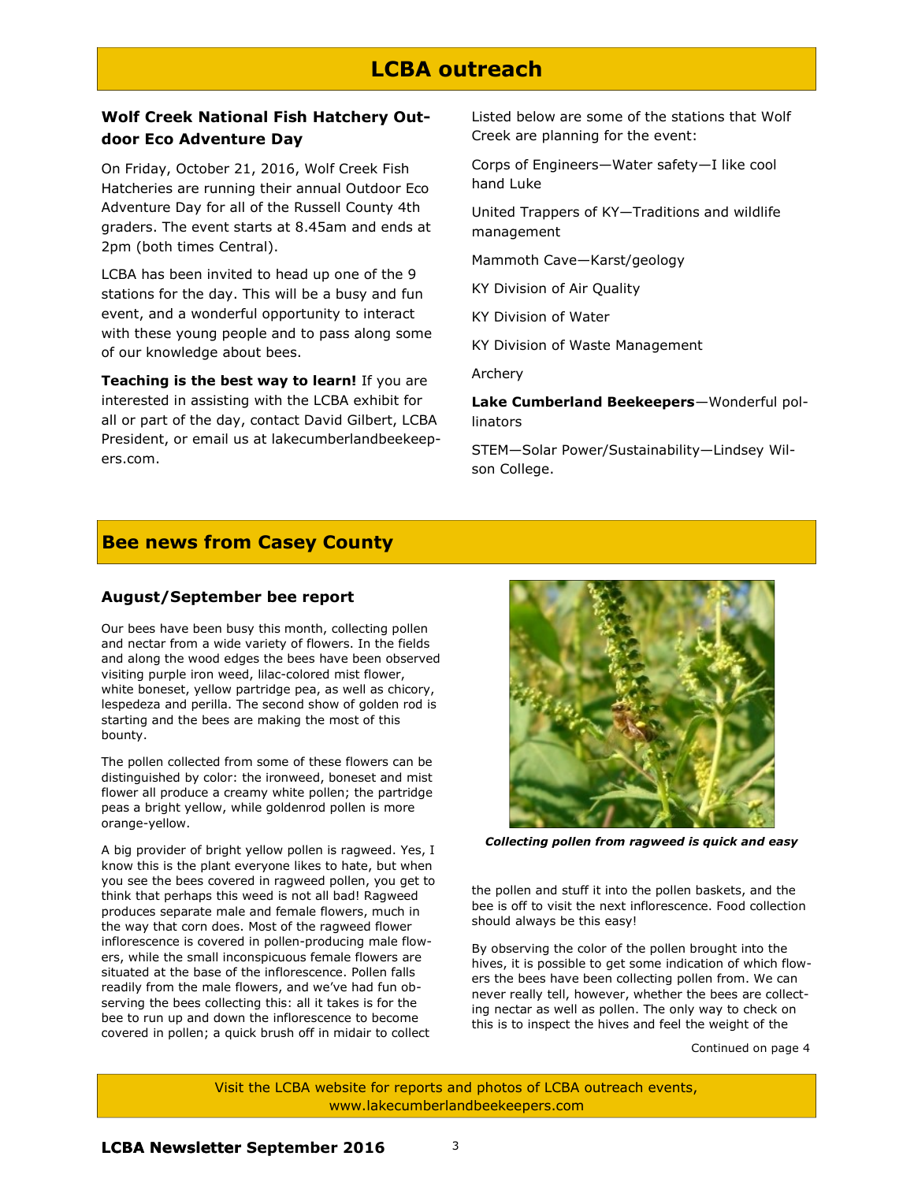# LCBA outreach

### Wolf Creek National Fish Hatchery Outdoor Eco Adventure Day

On Friday, October 21, 2016, Wolf Creek Fish Hatcheries are running their annual Outdoor Eco Adventure Day for all of the Russell County 4th graders. The event starts at 8.45am and ends at 2pm (both times Central).

LCBA has been invited to head up one of the 9 stations for the day. This will be a busy and fun event, and a wonderful opportunity to interact with these young people and to pass along some of our knowledge about bees.

**Teaching is the best way to learn!** If you are interested in assisting with the LCBA exhibit for all or part of the day, contact David Gilbert, LCBA President, or email us at lakecumberlandbeekeepers.com.

Listed below are some of the stations that Wolf Creek are planning for the event:

Corps of Engineers—Water safety—I like cool hand Luke

United Trappers of KY—Traditions and wildlife management

Mammoth Cave—Karst/geology

KY Division of Air Quality

KY Division of Water

KY Division of Waste Management

Archery

**Lake Cumberland Beekeepers**—Wonderful pollinators

STEM—Solar Power/Sustainability—Lindsey Wilson College.

# Bee news from Casey County

### August/September bee report

Our bees have been busy this month, collecting pollen and nectar from a wide variety of flowers. In the fields and along the wood edges the bees have been observed visiting purple iron weed, lilac-colored mist flower, white boneset, yellow partridge pea, as well as chicory, lespedeza and perilla. The second show of golden rod is starting and the bees are making the most of this bounty.

The pollen collected from some of these flowers can be distinguished by color: the ironweed, boneset and mist flower all produce a creamy white pollen; the partridge peas a bright yellow, while goldenrod pollen is more orange-yellow.

A big provider of bright yellow pollen is ragweed. Yes, I know this is the plant everyone likes to hate, but when you see the bees covered in ragweed pollen, you get to think that perhaps this weed is not all bad! Ragweed produces separate male and female flowers, much in the way that corn does. Most of the ragweed flower inflorescence is covered in pollen-producing male flowers, while the small inconspicuous female flowers are situated at the base of the inflorescence. Pollen falls readily from the male flowers, and we've had fun observing the bees collecting this: all it takes is for the bee to run up and down the inflorescence to become covered in pollen; a quick brush off in midair to collect the pollen and stuff it into the pollen baskets, and the bee is off to visit the next inflorescence. Food collection should always be this easy!

*Collecting pollen from ragweed is quick and easy*

By observing the color of the pollen brought into the hives, it is possible to get some indication of which flowers the bees have been collecting pollen from. We can never really tell, however, whether the bees are collecting nectar as well as pollen. The only way to check on this is to inspect the hives and feel the weight of the

Continued on page 4

Visit the LCBA website for reports and photos of LCBA outreach events, www.lakecumberlandbeekeepers.com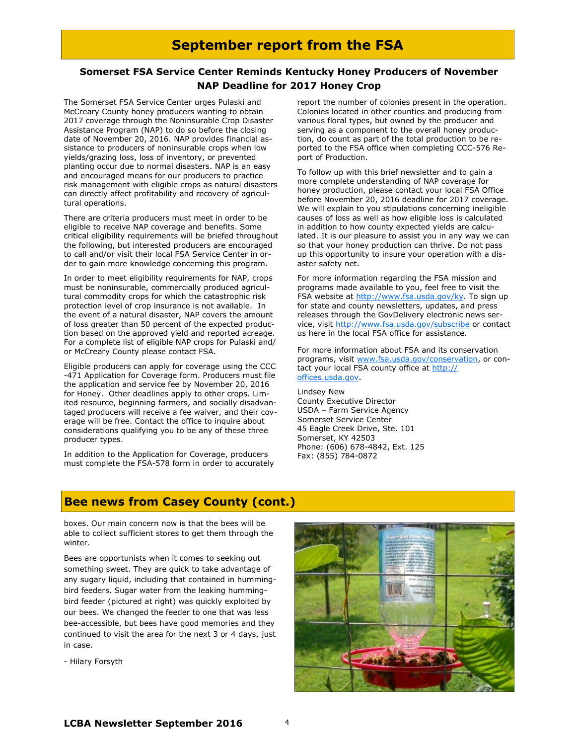# September report from the FSA

## Somerset FSA Service Center Reminds Kentucky Honey Producers of November NAP Deadline for 2017 Honey Crop

The Somerset FSA Service Center urges Pulaski and McCreary County honey producers wanting to obtain 2017 coverage through the Noninsurable Crop Disaster Assistance Program (NAP) to do so before the closing date of November 20, 2016. NAP provides financial assistance to producers of noninsurable crops when low yields/grazing loss, loss of inventory, or prevented planting occur due to normal disasters. NAP is an easy and encouraged means for our producers to practice risk management with eligible crops as natural disasters can directly affect profitability and recovery of agricultural operations.

There are criteria producers must meet in order to be eligible to receive NAP coverage and benefits. Some critical eligibility requirements will be briefed throughout the following, but interested producers are encouraged to call and/or visit their local FSA Service Center in order to gain more knowledge concerning this program.

In order to meet eligibility requirements for NAP, crops must be noninsurable, commercially produced agricultural commodity crops for which the catastrophic risk protection level of crop insurance is not available. In the event of a natural disaster, NAP covers the amount of loss greater than 50 percent of the expected production based on the approved yield and reported acreage. For a complete list of eligible NAP crops for Pulaski and/or McCreary County please contact FSA.

Eligible producers can apply for coverage using the CCC-471 Application for Coverage form. Producers must file the application and service fee by November 20, 2016 for Honey. Other deadlines apply to other crops. Limited resource, beginning farmers, and socially disadvantaged producers will receive a fee waiver, and their coverage will be free. Contact the office to inquire about considerations qualifying you to be any of these three producer types.

In addition to the Application for Coverage, producers must complete the FSA-578 form in order to accurately report the number of colonies present in the operation. Colonies located in other counties and producing from various floral types, but owned by the producer and serving as a component to the overall honey production, do count as part of the total production to be reported to the FSA office when completing CCC-576 Report of Production.

To follow up with this brief newsletter and to gain a more complete understanding of NAP coverage for honey production, please contact your local FSA Office before November 20, 2016 deadline for 2017 coverage. We will explain to you stipulations concerning ineligible causes of loss as well as how eligible loss is calculated in addition to how county expected yields are calculated. It is our pleasure to assist you in any way we can so that your honey production can thrive. Do not pass up this opportunity to insure your operation with a disaster safety net.

For more information regarding the FSA mission and programs made available to you, feel free to visit the FSA website at http://www.fsa.usda.gov/ky. To sign up for state and county newsletters, updates, and press releases through the GovDelivery electronic news service, visit http://www.fsa.usda.gov/subscribe or contact us here in the local FSA office for assistance.

For more information about FSA and its conservation programs, visit www.fsa.usda.gov/conservation, or contact your local FSA county office at http://offices.usda.gov.

Lindsey New
County Executive Director
USDA – Farm Service Agency
Somerset Service Center
45 Eagle Creek Drive, Ste. 101
Somerset, KY 42503
Phone: (606) 678-4842, Ext. 125
Fax: (855) 784-0872

# Bee news from Casey County (cont.)

boxes. Our main concern now is that the bees will be able to collect sufficient stores to get them through the winter.

Bees are opportunists when it comes to seeking out something sweet. They are quick to take advantage of any sugary liquid, including that contained in hummingbird feeders. Sugar water from the leaking hummingbird feeder (pictured at right) was quickly exploited by our bees. We changed the feeder to one that was less bee-accessible, but bees have good memories and they continued to visit the area for the next 3 or 4 days, just in case.

- Hilary Forsyth